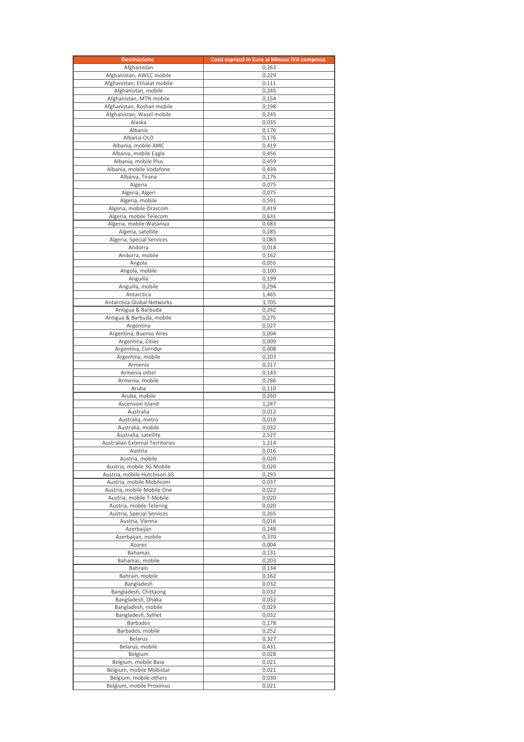| Destinazione | Costi espressi in Euro al Minuto IVA compresa |
| --- | --- |
| Afghanistan | 0,263 |
| Afghanistan, AWCC mobile | 0,229 |
| Afghanistan, Etisalat mobile | 0,111 |
| Afghanistan, mobile | 0,245 |
| Afghanistan, MTN mobile | 0,154 |
| Afghanistan, Roshan mobile | 0,198 |
| Afghanistan, Wasel mobile | 0,245 |
| Alaska | 0,035 |
| Albania | 0,176 |
| Albania OLO | 0,176 |
| Albania, mobile AMC | 0,419 |
| Albania, mobile Eagle | 0,456 |
| Albania, mobile Plus | 0,459 |
| Albania, mobile Vodafone | 0,439 |
| Albania, Tirana | 0,176 |
| Algeria | 0,075 |
| Algeria, Algeri | 0,075 |
| Algeria, mobile | 0,591 |
| Algeria, mobile Orascom | 0,419 |
| Algeria, mobile Telecom | 0,631 |
| Algeria, mobile Wataniya | 0,683 |
| Algeria, satellite | 0,285 |
| Algeria, Special Services | 0,083 |
| Andorra | 0,018 |
| Andorra, mobile | 0,162 |
| Angola | 0,055 |
| Angola, mobile | 0,100 |
| Anguilla | 0,199 |
| Anguilla, mobile | 0,294 |
| Antarctica | 1,465 |
| Antarctica Global Networks | 3,705 |
| Antigua & Barbuda | 0,242 |
| Antigua & Barbuda, mobile | 0,275 |
| Argentina | 0,027 |
| Argentina, Buenos Aires | 0,004 |
| Argentina, Cities | 0,009 |
| Argentina, Corridor | 0,008 |
| Argentina, mobile | 0,203 |
| Armenia | 0,217 |
| Armenia other | 0,143 |
| Armenia, mobile | 0,286 |
| Aruba | 0,110 |
| Aruba, mobile | 0,260 |
| Ascension Island | 1,247 |
| Australia | 0,012 |
| Australia, metro | 0,010 |
| Australia, mobile | 0,032 |
| Australia, satellite | 2,527 |
| Australian External Territories | 1,214 |
| Austria | 0,016 |
| Austria, mobile | 0,020 |
| Austria, mobile 3G Mobile | 0,020 |
| Austria, mobile Hutchison 3G | 0,293 |
| Austria, mobile Mobilcom | 0,037 |
| Austria, mobile Mobile One | 0,022 |
| Austria, mobile T-Mobile | 0,020 |
| Austria, mobile Telering | 0,020 |
| Austria, Special Services | 0,265 |
| Austria, Vienna | 0,016 |
| Azerbaijan | 0,248 |
| Azerbaijan, mobile | 0,370 |
| Azores | 0,004 |
| Bahamas | 0,131 |
| Bahamas, mobile | 0,203 |
| Bahrain | 0,134 |
| Bahrain, mobile | 0,162 |
| Bangladesh | 0,032 |
| Bangladesh, Chittaong | 0,032 |
| Bangladesh, Dhaka | 0,032 |
| Bangladesh, mobile | 0,029 |
| Bangladesh, Sylhet | 0,032 |
| Barbados | 0,178 |
| Barbados, mobile | 0,252 |
| Belarus | 0,327 |
| Belarus, mobile | 0,431 |
| Belgium | 0,028 |
| Belgium, mobile Base | 0,021 |
| Belgium, mobile Mobistar | 0,021 |
| Belgium, mobile others | 0,030 |
| Belgium, mobile Proximus | 0,021 |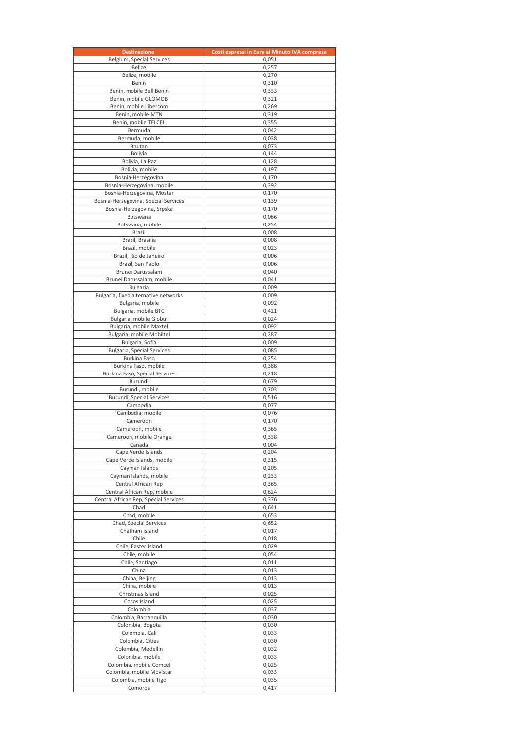| Destinazione | Costi espressi in Euro al Minuto IVA compresa |
| --- | --- |
| Belgium, Special Services | 0,051 |
| Belize | 0,257 |
| Belize, mobile | 0,270 |
| Benin | 0,310 |
| Benin, mobile Bell Benin | 0,333 |
| Benin, mobile GLOMOB | 0,321 |
| Benin, mobile Libercom | 0,269 |
| Benin, mobile MTN | 0,319 |
| Benin, mobile TELCEL | 0,355 |
| Bermuda | 0,042 |
| Bermuda, mobile | 0,038 |
| Bhutan | 0,073 |
| Bolivia | 0,144 |
| Bolivia, La Paz | 0,128 |
| Bolivia, mobile | 0,197 |
| Bosnia-Herzegovina | 0,170 |
| Bosnia-Herzegovina, mobile | 0,392 |
| Bosnia-Herzegovina, Mostar | 0,170 |
| Bosnia-Herzegovina, Special Services | 0,139 |
| Bosnia-Herzegovina, Srpska | 0,170 |
| Botswana | 0,066 |
| Botswana, mobile | 0,254 |
| Brazil | 0,008 |
| Brazil, Brasilia | 0,008 |
| Brazil, mobile | 0,023 |
| Brazil, Rio de Janeiro | 0,006 |
| Brazil, San Paolo | 0,006 |
| Brunei Darussalam | 0,040 |
| Brunei Darussalam, mobile | 0,041 |
| Bulgaria | 0,009 |
| Bulgaria, fixed alternative networks | 0,009 |
| Bulgaria, mobile | 0,092 |
| Bulgaria, mobile BTC | 0,421 |
| Bulgaria, mobile Globul | 0,024 |
| Bulgaria, mobile Maxtel | 0,092 |
| Bulgaria, mobile Mobiltel | 0,287 |
| Bulgaria, Sofia | 0,009 |
| Bulgaria, Special Services | 0,085 |
| Burkina Faso | 0,254 |
| Burkina Faso, mobile | 0,388 |
| Burkina Faso, Special Services | 0,218 |
| Burundi | 0,679 |
| Burundi, mobile | 0,703 |
| Burundi, Special Services | 0,516 |
| Cambodia | 0,077 |
| Cambodia, mobile | 0,076 |
| Cameroon | 0,170 |
| Cameroon, mobile | 0,365 |
| Cameroon, mobile Orange | 0,338 |
| Canada | 0,004 |
| Cape Verde Islands | 0,204 |
| Cape Verde Islands, mobile | 0,315 |
| Cayman Islands | 0,205 |
| Cayman Islands, mobile | 0,233 |
| Central African Rep | 0,365 |
| Central African Rep, mobile | 0,624 |
| Central African Rep, Special Services | 0,376 |
| Chad | 0,641 |
| Chad, mobile | 0,653 |
| Chad, Special Services | 0,652 |
| Chatham Island | 0,017 |
| Chile | 0,018 |
| Chile, Easter Island | 0,029 |
| Chile, mobile | 0,054 |
| Chile, Santiago | 0,011 |
| China | 0,013 |
| China, Beijing | 0,013 |
| China, mobile | 0,013 |
| Christmas Island | 0,025 |
| Cocos Island | 0,025 |
| Colombia | 0,037 |
| Colombia, Barranquilla | 0,030 |
| Colombia, Bogota | 0,030 |
| Colombia, Cali | 0,033 |
| Colombia, Cities | 0,030 |
| Colombia, Medellin | 0,032 |
| Colombia, mobile | 0,033 |
| Colombia, mobile Comcel | 0,025 |
| Colombia, mobile Movistar | 0,033 |
| Colombia, mobile Tigo | 0,035 |
| Comoros | 0,417 |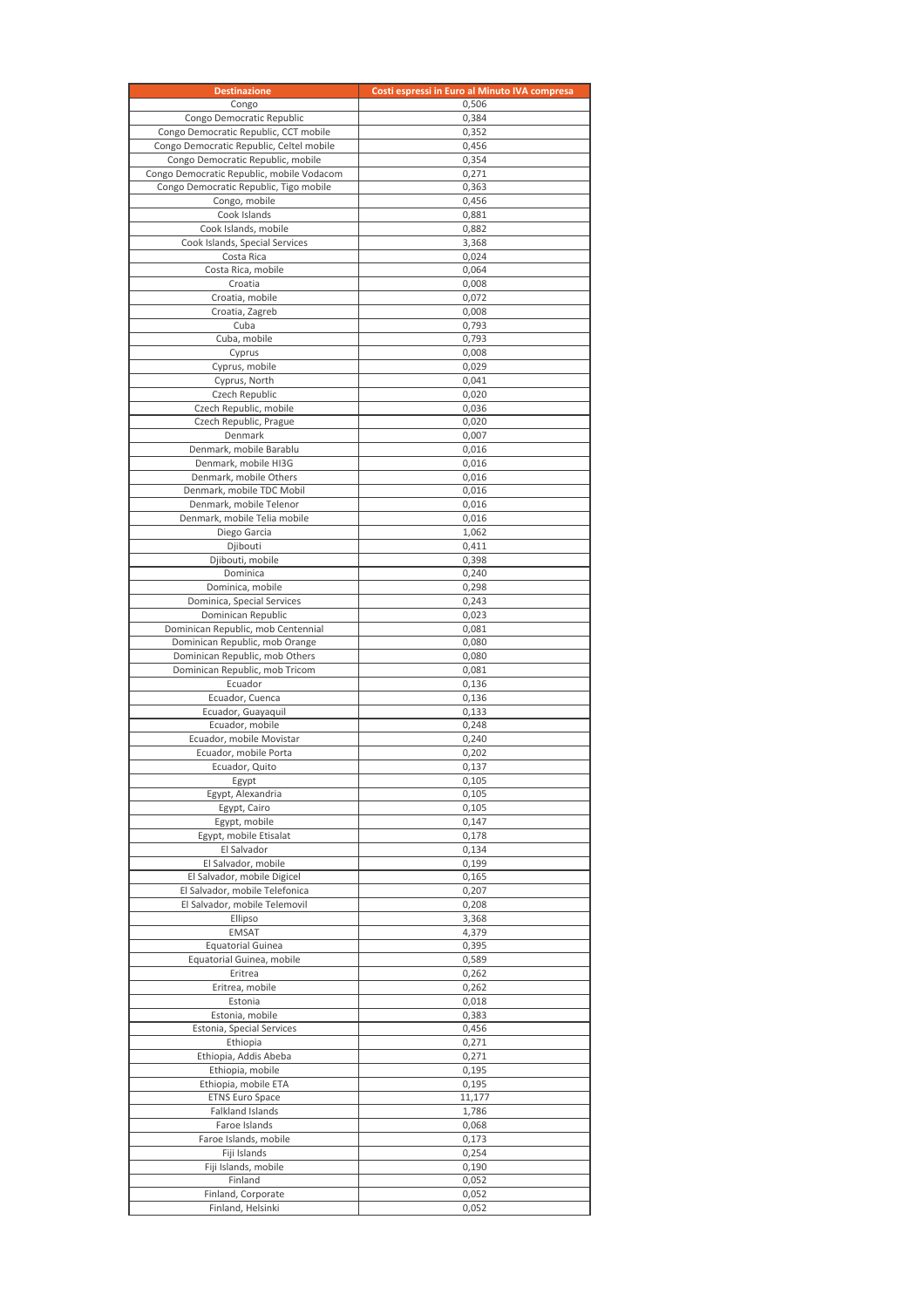| Destinazione | Costi espressi in Euro al Minuto IVA compresa |
|---|---|
| Congo | 0,506 |
| Congo Democratic Republic | 0,384 |
| Congo Democratic Republic, CCT mobile | 0,352 |
| Congo Democratic Republic, Celtel mobile | 0,456 |
| Congo Democratic Republic, mobile | 0,354 |
| Congo Democratic Republic, mobile Vodacom | 0,271 |
| Congo Democratic Republic, Tigo mobile | 0,363 |
| Congo, mobile | 0,456 |
| Cook Islands | 0,881 |
| Cook Islands, mobile | 0,882 |
| Cook Islands, Special Services | 3,368 |
| Costa Rica | 0,024 |
| Costa Rica, mobile | 0,064 |
| Croatia | 0,008 |
| Croatia, mobile | 0,072 |
| Croatia, Zagreb | 0,008 |
| Cuba | 0,793 |
| Cuba, mobile | 0,793 |
| Cyprus | 0,008 |
| Cyprus, mobile | 0,029 |
| Cyprus, North | 0,041 |
| Czech Republic | 0,020 |
| Czech Republic, mobile | 0,036 |
| Czech Republic, Prague | 0,020 |
| Denmark | 0,007 |
| Denmark, mobile Barablu | 0,016 |
| Denmark, mobile HI3G | 0,016 |
| Denmark, mobile Others | 0,016 |
| Denmark, mobile TDC Mobil | 0,016 |
| Denmark, mobile Telenor | 0,016 |
| Denmark, mobile Telia mobile | 0,016 |
| Diego Garcia | 1,062 |
| Djibouti | 0,411 |
| Djibouti, mobile | 0,398 |
| Dominica | 0,240 |
| Dominica, mobile | 0,298 |
| Dominica, Special Services | 0,243 |
| Dominican Republic | 0,023 |
| Dominican Republic, mob Centennial | 0,081 |
| Dominican Republic, mob Orange | 0,080 |
| Dominican Republic, mob Others | 0,080 |
| Dominican Republic, mob Tricom | 0,081 |
| Ecuador | 0,136 |
| Ecuador, Cuenca | 0,136 |
| Ecuador, Guayaquil | 0,133 |
| Ecuador, mobile | 0,248 |
| Ecuador, mobile Movistar | 0,240 |
| Ecuador, mobile Porta | 0,202 |
| Ecuador, Quito | 0,137 |
| Egypt | 0,105 |
| Egypt, Alexandria | 0,105 |
| Egypt, Cairo | 0,105 |
| Egypt, mobile | 0,147 |
| Egypt, mobile Etisalat | 0,178 |
| El Salvador | 0,134 |
| El Salvador, mobile | 0,199 |
| El Salvador, mobile Digicel | 0,165 |
| El Salvador, mobile Telefonica | 0,207 |
| El Salvador, mobile Telemovil | 0,208 |
| Ellipso | 3,368 |
| EMSAT | 4,379 |
| Equatorial Guinea | 0,395 |
| Equatorial Guinea, mobile | 0,589 |
| Eritrea | 0,262 |
| Eritrea, mobile | 0,262 |
| Estonia | 0,018 |
| Estonia, mobile | 0,383 |
| Estonia, Special Services | 0,456 |
| Ethiopia | 0,271 |
| Ethiopia, Addis Abeba | 0,271 |
| Ethiopia, mobile | 0,195 |
| Ethiopia, mobile ETA | 0,195 |
| ETNS Euro Space | 11,177 |
| Falkland Islands | 1,786 |
| Faroe Islands | 0,068 |
| Faroe Islands, mobile | 0,173 |
| Fiji Islands | 0,254 |
| Fiji Islands, mobile | 0,190 |
| Finland | 0,052 |
| Finland, Corporate | 0,052 |
| Finland, Helsinki | 0,052 |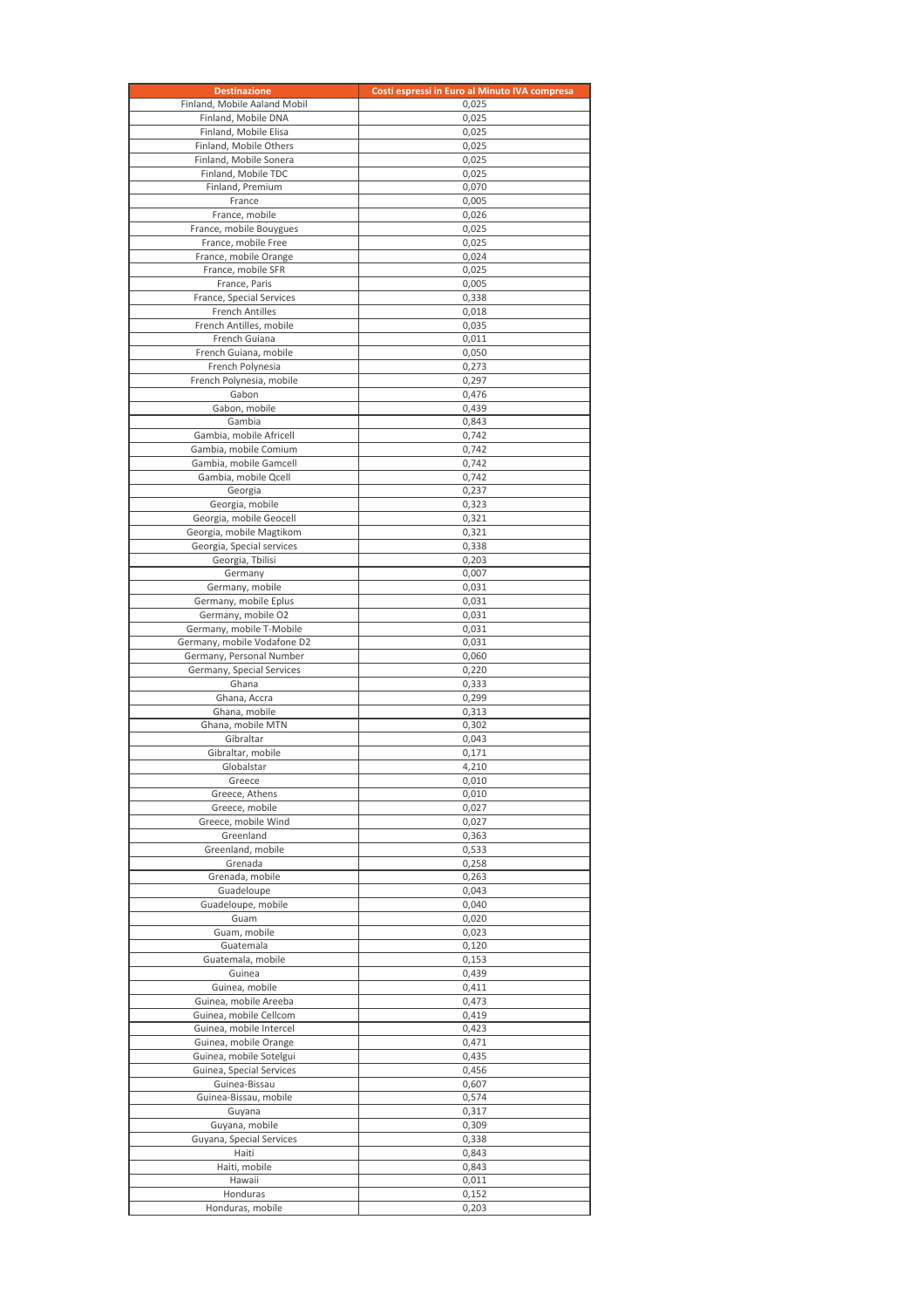| Destinazione | Costi espressi in Euro al Minuto IVA compresa |
| --- | --- |
| Finland, Mobile Aaland Mobil | 0,025 |
| Finland, Mobile DNA | 0,025 |
| Finland, Mobile Elisa | 0,025 |
| Finland, Mobile Others | 0,025 |
| Finland, Mobile Sonera | 0,025 |
| Finland, Mobile TDC | 0,025 |
| Finland, Premium | 0,070 |
| France | 0,005 |
| France, mobile | 0,026 |
| France, mobile Bouygues | 0,025 |
| France, mobile Free | 0,025 |
| France, mobile Orange | 0,024 |
| France, mobile SFR | 0,025 |
| France, Paris | 0,005 |
| France, Special Services | 0,338 |
| French Antilles | 0,018 |
| French Antilles, mobile | 0,035 |
| French Guiana | 0,011 |
| French Guiana, mobile | 0,050 |
| French Polynesia | 0,273 |
| French Polynesia, mobile | 0,297 |
| Gabon | 0,476 |
| Gabon, mobile | 0,439 |
| Gambia | 0,843 |
| Gambia, mobile Africell | 0,742 |
| Gambia, mobile Comium | 0,742 |
| Gambia, mobile Gamcell | 0,742 |
| Gambia, mobile Qcell | 0,742 |
| Georgia | 0,237 |
| Georgia, mobile | 0,323 |
| Georgia, mobile Geocell | 0,321 |
| Georgia, mobile Magtikom | 0,321 |
| Georgia, Special services | 0,338 |
| Georgia, Tbilisi | 0,203 |
| Germany | 0,007 |
| Germany, mobile | 0,031 |
| Germany, mobile Eplus | 0,031 |
| Germany, mobile O2 | 0,031 |
| Germany, mobile T-Mobile | 0,031 |
| Germany, mobile Vodafone D2 | 0,031 |
| Germany, Personal Number | 0,060 |
| Germany, Special Services | 0,220 |
| Ghana | 0,333 |
| Ghana, Accra | 0,299 |
| Ghana, mobile | 0,313 |
| Ghana, mobile MTN | 0,302 |
| Gibraltar | 0,043 |
| Gibraltar, mobile | 0,171 |
| Globalstar | 4,210 |
| Greece | 0,010 |
| Greece, Athens | 0,010 |
| Greece, mobile | 0,027 |
| Greece, mobile Wind | 0,027 |
| Greenland | 0,363 |
| Greenland, mobile | 0,533 |
| Grenada | 0,258 |
| Grenada, mobile | 0,263 |
| Guadeloupe | 0,043 |
| Guadeloupe, mobile | 0,040 |
| Guam | 0,020 |
| Guam, mobile | 0,023 |
| Guatemala | 0,120 |
| Guatemala, mobile | 0,153 |
| Guinea | 0,439 |
| Guinea, mobile | 0,411 |
| Guinea, mobile Areeba | 0,473 |
| Guinea, mobile Cellcom | 0,419 |
| Guinea, mobile Intercel | 0,423 |
| Guinea, mobile Orange | 0,471 |
| Guinea, mobile Sotelgui | 0,435 |
| Guinea, Special Services | 0,456 |
| Guinea-Bissau | 0,607 |
| Guinea-Bissau, mobile | 0,574 |
| Guyana | 0,317 |
| Guyana, mobile | 0,309 |
| Guyana, Special Services | 0,338 |
| Haiti | 0,843 |
| Haiti, mobile | 0,843 |
| Hawaii | 0,011 |
| Honduras | 0,152 |
| Honduras, mobile | 0,203 |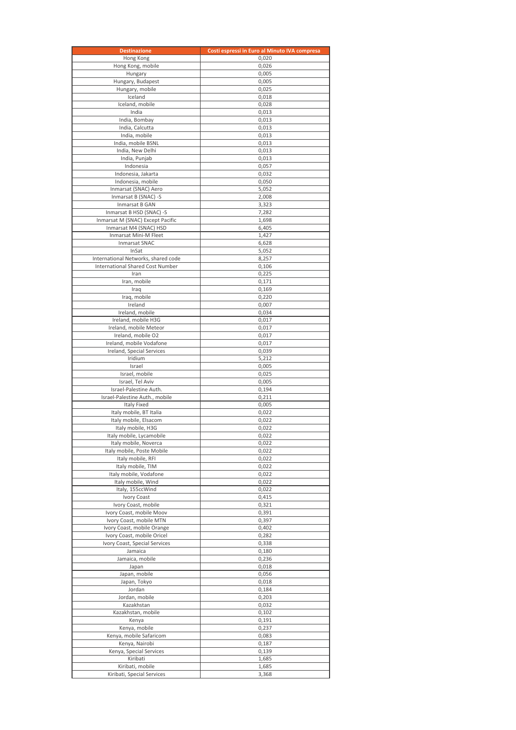| Destinazione | Costi espressi in Euro al Minuto IVA compresa |
|---|---|
| Hong Kong | 0,020 |
| Hong Kong, mobile | 0,026 |
| Hungary | 0,005 |
| Hungary, Budapest | 0,005 |
| Hungary, mobile | 0,025 |
| Iceland | 0,018 |
| Iceland, mobile | 0,028 |
| India | 0,013 |
| India, Bombay | 0,013 |
| India, Calcutta | 0,013 |
| India, mobile | 0,013 |
| India, mobile BSNL | 0,013 |
| India, New Delhi | 0,013 |
| India, Punjab | 0,013 |
| Indonesia | 0,057 |
| Indonesia, Jakarta | 0,032 |
| Indonesia, mobile | 0,050 |
| Inmarsat (SNAC) Aero | 5,052 |
| Inmarsat B (SNAC) -S | 2,008 |
| Inmarsat B GAN | 3,323 |
| Inmarsat B HSD (SNAC) -S | 7,282 |
| Inmarsat M (SNAC) Except Pacific | 1,698 |
| Inmarsat M4 (SNAC) HSD | 6,405 |
| Inmarsat Mini-M Fleet | 1,427 |
| Inmarsat SNAC | 6,628 |
| InSat | 5,052 |
| International Networks, shared code | 8,257 |
| International Shared Cost Number | 0,106 |
| Iran | 0,225 |
| Iran, mobile | 0,171 |
| Iraq | 0,169 |
| Iraq, mobile | 0,220 |
| Ireland | 0,007 |
| Ireland, mobile | 0,034 |
| Ireland, mobile H3G | 0,017 |
| Ireland, mobile Meteor | 0,017 |
| Ireland, mobile O2 | 0,017 |
| Ireland, mobile Vodafone | 0,017 |
| Ireland, Special Services | 0,039 |
| Iridium | 5,212 |
| Israel | 0,005 |
| Israel, mobile | 0,025 |
| Israel, Tel Aviv | 0,005 |
| Israel-Palestine Auth. | 0,194 |
| Israel-Palestine Auth., mobile | 0,211 |
| Italy Fixed | 0,005 |
| Italy mobile, BT Italia | 0,022 |
| Italy mobile, Elsacom | 0,022 |
| Italy mobile, H3G | 0,022 |
| Italy mobile, Lycamobile | 0,022 |
| Italy mobile, Noverca | 0,022 |
| Italy mobile, Poste Mobile | 0,022 |
| Italy mobile, RFI | 0,022 |
| Italy mobile, TIM | 0,022 |
| Italy mobile, Vodafone | 0,022 |
| Italy mobile, Wind | 0,022 |
| Italy, 155ccWind | 0,022 |
| Ivory Coast | 0,415 |
| Ivory Coast, mobile | 0,321 |
| Ivory Coast, mobile Moov | 0,391 |
| Ivory Coast, mobile MTN | 0,397 |
| Ivory Coast, mobile Orange | 0,402 |
| Ivory Coast, mobile Oricel | 0,282 |
| Ivory Coast, Special Services | 0,338 |
| Jamaica | 0,180 |
| Jamaica, mobile | 0,236 |
| Japan | 0,018 |
| Japan, mobile | 0,056 |
| Japan, Tokyo | 0,018 |
| Jordan | 0,184 |
| Jordan, mobile | 0,203 |
| Kazakhstan | 0,032 |
| Kazakhstan, mobile | 0,102 |
| Kenya | 0,191 |
| Kenya, mobile | 0,237 |
| Kenya, mobile Safaricom | 0,083 |
| Kenya, Nairobi | 0,187 |
| Kenya, Special Services | 0,139 |
| Kiribati | 1,685 |
| Kiribati, mobile | 1,685 |
| Kiribati, Special Services | 3,368 |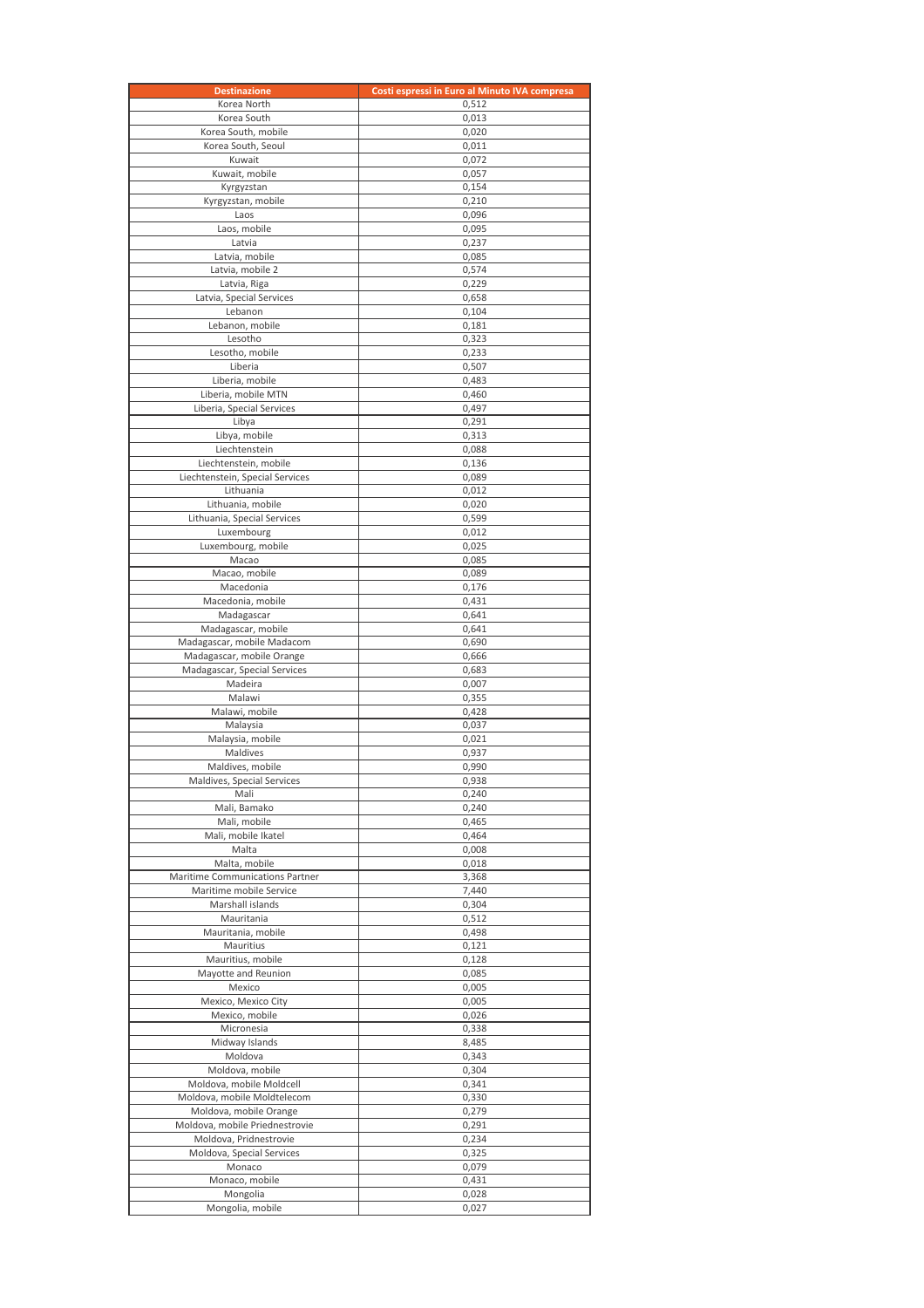| Destinazione | Costi espressi in Euro al Minuto IVA compresa |
| --- | --- |
| Korea North | 0,512 |
| Korea South | 0,013 |
| Korea South, mobile | 0,020 |
| Korea South, Seoul | 0,011 |
| Kuwait | 0,072 |
| Kuwait, mobile | 0,057 |
| Kyrgyzstan | 0,154 |
| Kyrgyzstan, mobile | 0,210 |
| Laos | 0,096 |
| Laos, mobile | 0,095 |
| Latvia | 0,237 |
| Latvia, mobile | 0,085 |
| Latvia, mobile 2 | 0,574 |
| Latvia, Riga | 0,229 |
| Latvia, Special Services | 0,658 |
| Lebanon | 0,104 |
| Lebanon, mobile | 0,181 |
| Lesotho | 0,323 |
| Lesotho, mobile | 0,233 |
| Liberia | 0,507 |
| Liberia, mobile | 0,483 |
| Liberia, mobile MTN | 0,460 |
| Liberia, Special Services | 0,497 |
| Libya | 0,291 |
| Libya, mobile | 0,313 |
| Liechtenstein | 0,088 |
| Liechtenstein, mobile | 0,136 |
| Liechtenstein, Special Services | 0,089 |
| Lithuania | 0,012 |
| Lithuania, mobile | 0,020 |
| Lithuania, Special Services | 0,599 |
| Luxembourg | 0,012 |
| Luxembourg, mobile | 0,025 |
| Macao | 0,085 |
| Macao, mobile | 0,089 |
| Macedonia | 0,176 |
| Macedonia, mobile | 0,431 |
| Madagascar | 0,641 |
| Madagascar, mobile | 0,641 |
| Madagascar, mobile Madacom | 0,690 |
| Madagascar, mobile Orange | 0,666 |
| Madagascar, Special Services | 0,683 |
| Madeira | 0,007 |
| Malawi | 0,355 |
| Malawi, mobile | 0,428 |
| Malaysia | 0,037 |
| Malaysia, mobile | 0,021 |
| Maldives | 0,937 |
| Maldives, mobile | 0,990 |
| Maldives, Special Services | 0,938 |
| Mali | 0,240 |
| Mali, Bamako | 0,240 |
| Mali, mobile | 0,465 |
| Mali, mobile Ikatel | 0,464 |
| Malta | 0,008 |
| Malta, mobile | 0,018 |
| Maritime Communications Partner | 3,368 |
| Maritime mobile Service | 7,440 |
| Marshall islands | 0,304 |
| Mauritania | 0,512 |
| Mauritania, mobile | 0,498 |
| Mauritius | 0,121 |
| Mauritius, mobile | 0,128 |
| Mayotte and Reunion | 0,085 |
| Mexico | 0,005 |
| Mexico, Mexico City | 0,005 |
| Mexico, mobile | 0,026 |
| Micronesia | 0,338 |
| Midway Islands | 8,485 |
| Moldova | 0,343 |
| Moldova, mobile | 0,304 |
| Moldova, mobile Moldcell | 0,341 |
| Moldova, mobile Moldtelecom | 0,330 |
| Moldova, mobile Orange | 0,279 |
| Moldova, mobile Priednestrovie | 0,291 |
| Moldova, Pridnestrovie | 0,234 |
| Moldova, Special Services | 0,325 |
| Monaco | 0,079 |
| Monaco, mobile | 0,431 |
| Mongolia | 0,028 |
| Mongolia, mobile | 0,027 |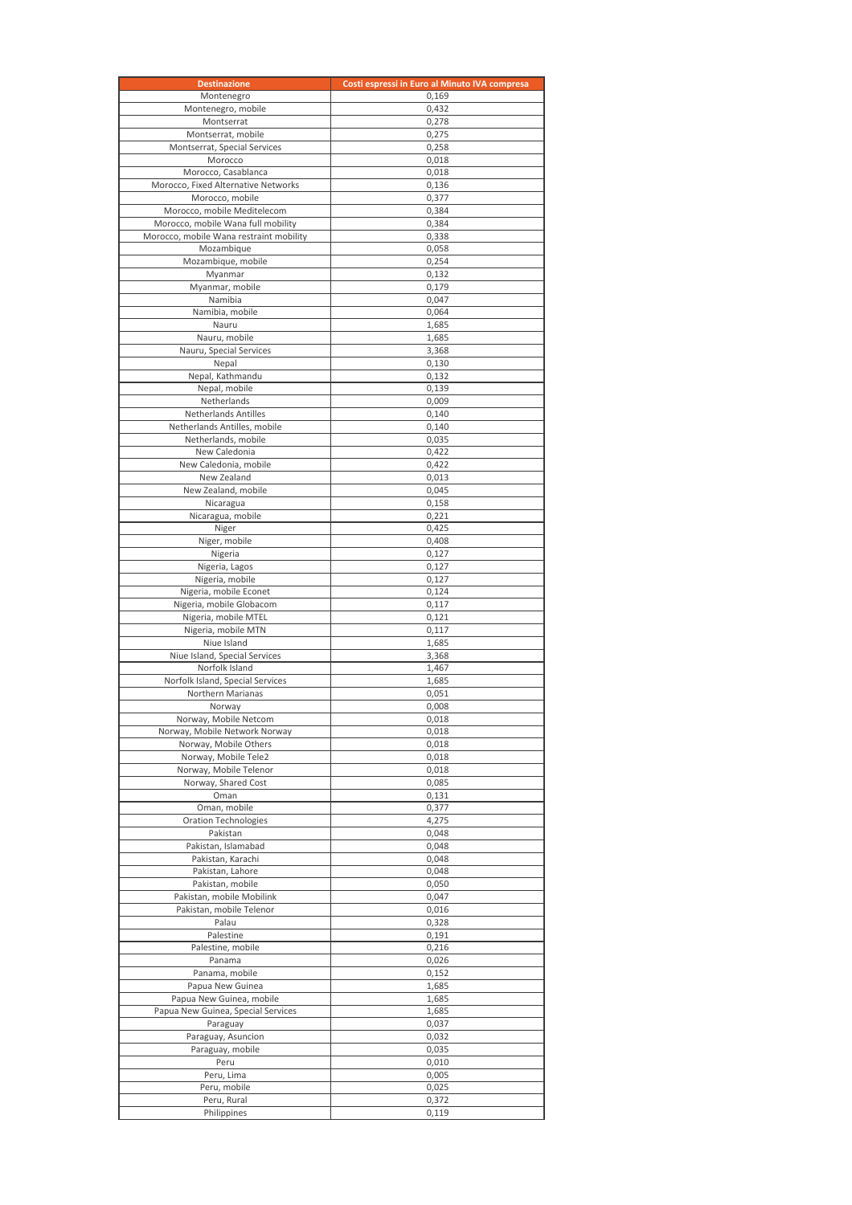| Destinazione | Costi espressi in Euro al Minuto IVA compresa |
|---|---|
| Montenegro | 0,169 |
| Montenegro, mobile | 0,432 |
| Montserrat | 0,278 |
| Montserrat, mobile | 0,275 |
| Montserrat, Special Services | 0,258 |
| Morocco | 0,018 |
| Morocco, Casablanca | 0,018 |
| Morocco, Fixed Alternative Networks | 0,136 |
| Morocco, mobile | 0,377 |
| Morocco, mobile Meditelecom | 0,384 |
| Morocco, mobile Wana full mobility | 0,384 |
| Morocco, mobile Wana restraint mobility | 0,338 |
| Mozambique | 0,058 |
| Mozambique, mobile | 0,254 |
| Myanmar | 0,132 |
| Myanmar, mobile | 0,179 |
| Namibia | 0,047 |
| Namibia, mobile | 0,064 |
| Nauru | 1,685 |
| Nauru, mobile | 1,685 |
| Nauru, Special Services | 3,368 |
| Nepal | 0,130 |
| Nepal, Kathmandu | 0,132 |
| Nepal, mobile | 0,139 |
| Netherlands | 0,009 |
| Netherlands Antilles | 0,140 |
| Netherlands Antilles, mobile | 0,140 |
| Netherlands, mobile | 0,035 |
| New Caledonia | 0,422 |
| New Caledonia, mobile | 0,422 |
| New Zealand | 0,013 |
| New Zealand, mobile | 0,045 |
| Nicaragua | 0,158 |
| Nicaragua, mobile | 0,221 |
| Niger | 0,425 |
| Niger, mobile | 0,408 |
| Nigeria | 0,127 |
| Nigeria, Lagos | 0,127 |
| Nigeria, mobile | 0,127 |
| Nigeria, mobile Econet | 0,124 |
| Nigeria, mobile Globacom | 0,117 |
| Nigeria, mobile MTEL | 0,121 |
| Nigeria, mobile MTN | 0,117 |
| Niue Island | 1,685 |
| Niue Island, Special Services | 3,368 |
| Norfolk Island | 1,467 |
| Norfolk Island, Special Services | 1,685 |
| Northern Marianas | 0,051 |
| Norway | 0,008 |
| Norway, Mobile Netcom | 0,018 |
| Norway, Mobile Network Norway | 0,018 |
| Norway, Mobile Others | 0,018 |
| Norway, Mobile Tele2 | 0,018 |
| Norway, Mobile Telenor | 0,018 |
| Norway, Shared Cost | 0,085 |
| Oman | 0,131 |
| Oman, mobile | 0,377 |
| Oration Technologies | 4,275 |
| Pakistan | 0,048 |
| Pakistan, Islamabad | 0,048 |
| Pakistan, Karachi | 0,048 |
| Pakistan, Lahore | 0,048 |
| Pakistan, mobile | 0,050 |
| Pakistan, mobile Mobilink | 0,047 |
| Pakistan, mobile Telenor | 0,016 |
| Palau | 0,328 |
| Palestine | 0,191 |
| Palestine, mobile | 0,216 |
| Panama | 0,026 |
| Panama, mobile | 0,152 |
| Papua New Guinea | 1,685 |
| Papua New Guinea, mobile | 1,685 |
| Papua New Guinea, Special Services | 1,685 |
| Paraguay | 0,037 |
| Paraguay, Asuncion | 0,032 |
| Paraguay, mobile | 0,035 |
| Peru | 0,010 |
| Peru, Lima | 0,005 |
| Peru, mobile | 0,025 |
| Peru, Rural | 0,372 |
| Philippines | 0,119 |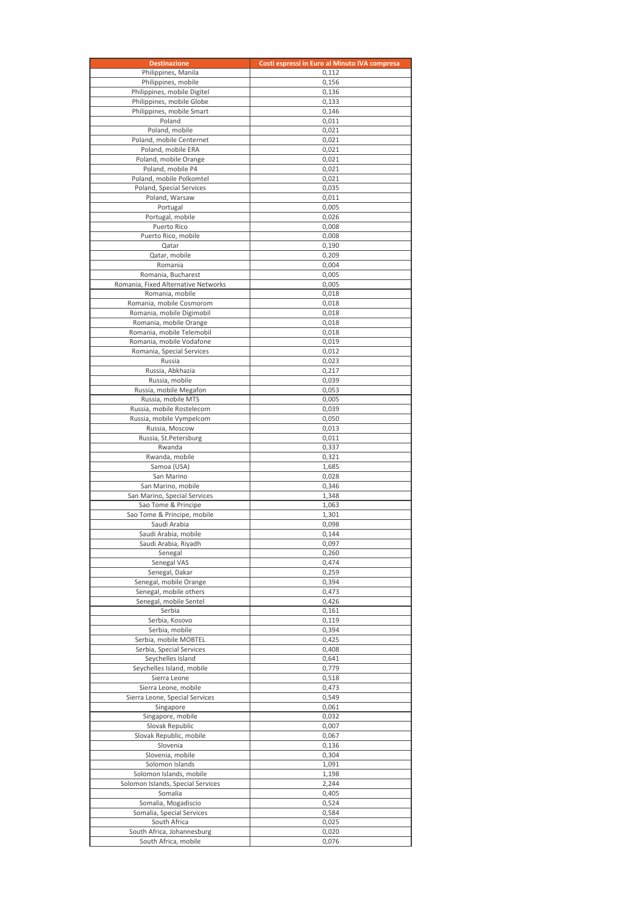| Destinazione | Costi espressi in Euro al Minuto IVA compresa |
|---|---|
| Philippines, Manila | 0,112 |
| Philippines, mobile | 0,156 |
| Philippines, mobile Digitel | 0,136 |
| Philippines, mobile Globe | 0,133 |
| Philippines, mobile Smart | 0,146 |
| Poland | 0,011 |
| Poland, mobile | 0,021 |
| Poland, mobile Centernet | 0,021 |
| Poland, mobile ERA | 0,021 |
| Poland, mobile Orange | 0,021 |
| Poland, mobile P4 | 0,021 |
| Poland, mobile Polkomtel | 0,021 |
| Poland, Special Services | 0,035 |
| Poland, Warsaw | 0,011 |
| Portugal | 0,005 |
| Portugal, mobile | 0,026 |
| Puerto Rico | 0,008 |
| Puerto Rico, mobile | 0,008 |
| Qatar | 0,190 |
| Qatar, mobile | 0,209 |
| Romania | 0,004 |
| Romania, Bucharest | 0,005 |
| Romania, Fixed Alternative Networks | 0,005 |
| Romania, mobile | 0,018 |
| Romania, mobile Cosmorom | 0,018 |
| Romania, mobile Digimobil | 0,018 |
| Romania, mobile Orange | 0,018 |
| Romania, mobile Telemobil | 0,018 |
| Romania, mobile Vodafone | 0,019 |
| Romania, Special Services | 0,012 |
| Russia | 0,023 |
| Russia, Abkhazia | 0,217 |
| Russia, mobile | 0,039 |
| Russia, mobile Megafon | 0,053 |
| Russia, mobile MTS | 0,005 |
| Russia, mobile Rostelecom | 0,039 |
| Russia, mobile Vympelcom | 0,050 |
| Russia, Moscow | 0,013 |
| Russia, St.Petersburg | 0,011 |
| Rwanda | 0,337 |
| Rwanda, mobile | 0,321 |
| Samoa (USA) | 1,685 |
| San Marino | 0,028 |
| San Marino, mobile | 0,346 |
| San Marino, Special Services | 1,348 |
| Sao Tome & Principe | 1,063 |
| Sao Tome & Principe, mobile | 1,301 |
| Saudi Arabia | 0,098 |
| Saudi Arabia, mobile | 0,144 |
| Saudi Arabia, Riyadh | 0,097 |
| Senegal | 0,260 |
| Senegal VAS | 0,474 |
| Senegal, Dakar | 0,259 |
| Senegal, mobile Orange | 0,394 |
| Senegal, mobile others | 0,473 |
| Senegal, mobile Sentel | 0,426 |
| Serbia | 0,161 |
| Serbia, Kosovo | 0,119 |
| Serbia, mobile | 0,394 |
| Serbia, mobile MOBTEL | 0,425 |
| Serbia, Special Services | 0,408 |
| Seychelles Island | 0,641 |
| Seychelles Island, mobile | 0,779 |
| Sierra Leone | 0,518 |
| Sierra Leone, mobile | 0,473 |
| Sierra Leone, Special Services | 0,549 |
| Singapore | 0,061 |
| Singapore, mobile | 0,032 |
| Slovak Republic | 0,007 |
| Slovak Republic, mobile | 0,067 |
| Slovenia | 0,136 |
| Slovenia, mobile | 0,304 |
| Solomon Islands | 1,091 |
| Solomon Islands, mobile | 1,198 |
| Solomon Islands, Special Services | 2,244 |
| Somalia | 0,405 |
| Somalia, Mogadiscio | 0,524 |
| Somalia, Special Services | 0,584 |
| South Africa | 0,025 |
| South Africa, Johannesburg | 0,020 |
| South Africa, mobile | 0,076 |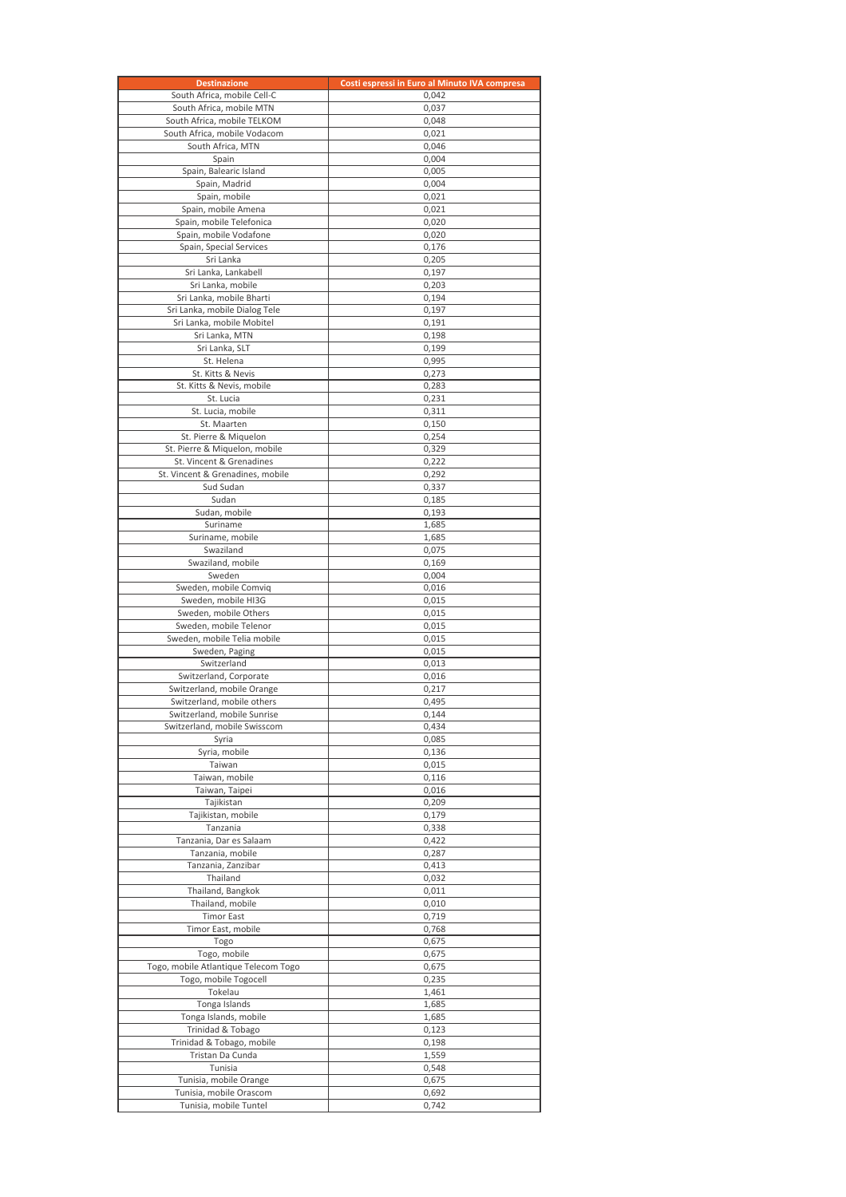| Destinazione | Costi espressi in Euro al Minuto IVA compresa |
| --- | --- |
| South Africa, mobile Cell-C | 0,042 |
| South Africa, mobile MTN | 0,037 |
| South Africa, mobile TELKOM | 0,048 |
| South Africa, mobile Vodacom | 0,021 |
| South Africa, MTN | 0,046 |
| Spain | 0,004 |
| Spain, Balearic Island | 0,005 |
| Spain, Madrid | 0,004 |
| Spain, mobile | 0,021 |
| Spain, mobile Amena | 0,021 |
| Spain, mobile Telefonica | 0,020 |
| Spain, mobile Vodafone | 0,020 |
| Spain, Special Services | 0,176 |
| Sri Lanka | 0,205 |
| Sri Lanka, Lankabell | 0,197 |
| Sri Lanka, mobile | 0,203 |
| Sri Lanka, mobile Bharti | 0,194 |
| Sri Lanka, mobile Dialog Tele | 0,197 |
| Sri Lanka, mobile Mobitel | 0,191 |
| Sri Lanka, MTN | 0,198 |
| Sri Lanka, SLT | 0,199 |
| St. Helena | 0,995 |
| St. Kitts & Nevis | 0,273 |
| St. Kitts & Nevis, mobile | 0,283 |
| St. Lucia | 0,231 |
| St. Lucia, mobile | 0,311 |
| St. Maarten | 0,150 |
| St. Pierre & Miquelon | 0,254 |
| St. Pierre & Miquelon, mobile | 0,329 |
| St. Vincent & Grenadines | 0,222 |
| St. Vincent & Grenadines, mobile | 0,292 |
| Sud Sudan | 0,337 |
| Sudan | 0,185 |
| Sudan, mobile | 0,193 |
| Suriname | 1,685 |
| Suriname, mobile | 1,685 |
| Swaziland | 0,075 |
| Swaziland, mobile | 0,169 |
| Sweden | 0,004 |
| Sweden, mobile Comviq | 0,016 |
| Sweden, mobile HI3G | 0,015 |
| Sweden, mobile Others | 0,015 |
| Sweden, mobile Telenor | 0,015 |
| Sweden, mobile Telia mobile | 0,015 |
| Sweden, Paging | 0,015 |
| Switzerland | 0,013 |
| Switzerland, Corporate | 0,016 |
| Switzerland, mobile Orange | 0,217 |
| Switzerland, mobile others | 0,495 |
| Switzerland, mobile Sunrise | 0,144 |
| Switzerland, mobile Swisscom | 0,434 |
| Syria | 0,085 |
| Syria, mobile | 0,136 |
| Taiwan | 0,015 |
| Taiwan, mobile | 0,116 |
| Taiwan, Taipei | 0,016 |
| Tajikistan | 0,209 |
| Tajikistan, mobile | 0,179 |
| Tanzania | 0,338 |
| Tanzania, Dar es Salaam | 0,422 |
| Tanzania, mobile | 0,287 |
| Tanzania, Zanzibar | 0,413 |
| Thailand | 0,032 |
| Thailand, Bangkok | 0,011 |
| Thailand, mobile | 0,010 |
| Timor East | 0,719 |
| Timor East, mobile | 0,768 |
| Togo | 0,675 |
| Togo, mobile | 0,675 |
| Togo, mobile Atlantique Telecom Togo | 0,675 |
| Togo, mobile Togocell | 0,235 |
| Tokelau | 1,461 |
| Tonga Islands | 1,685 |
| Tonga Islands, mobile | 1,685 |
| Trinidad & Tobago | 0,123 |
| Trinidad & Tobago, mobile | 0,198 |
| Tristan Da Cunda | 1,559 |
| Tunisia | 0,548 |
| Tunisia, mobile Orange | 0,675 |
| Tunisia, mobile Orascom | 0,692 |
| Tunisia, mobile Tuntel | 0,742 |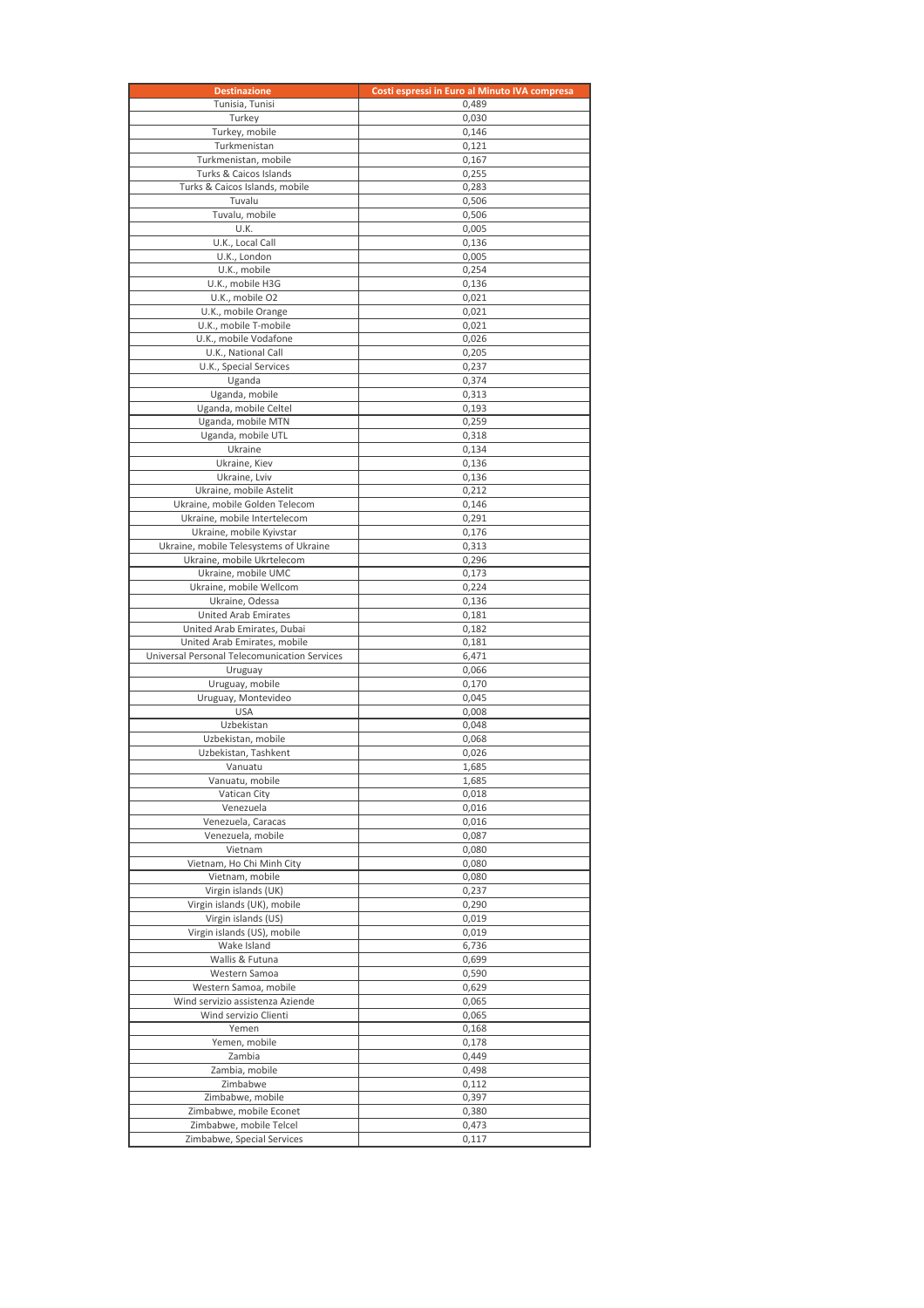| Destinazione | Costi espressi in Euro al Minuto IVA compresa |
| --- | --- |
| Tunisia, Tunisi | 0,489 |
| Turkey | 0,030 |
| Turkey, mobile | 0,146 |
| Turkmenistan | 0,121 |
| Turkmenistan, mobile | 0,167 |
| Turks & Caicos Islands | 0,255 |
| Turks & Caicos Islands, mobile | 0,283 |
| Tuvalu | 0,506 |
| Tuvalu, mobile | 0,506 |
| U.K. | 0,005 |
| U.K., Local Call | 0,136 |
| U.K., London | 0,005 |
| U.K., mobile | 0,254 |
| U.K., mobile H3G | 0,136 |
| U.K., mobile O2 | 0,021 |
| U.K., mobile Orange | 0,021 |
| U.K., mobile T-mobile | 0,021 |
| U.K., mobile Vodafone | 0,026 |
| U.K., National Call | 0,205 |
| U.K., Special Services | 0,237 |
| Uganda | 0,374 |
| Uganda, mobile | 0,313 |
| Uganda, mobile Celtel | 0,193 |
| Uganda, mobile MTN | 0,259 |
| Uganda, mobile UTL | 0,318 |
| Ukraine | 0,134 |
| Ukraine, Kiev | 0,136 |
| Ukraine, Lviv | 0,136 |
| Ukraine, mobile Astelit | 0,212 |
| Ukraine, mobile Golden Telecom | 0,146 |
| Ukraine, mobile Intertelecom | 0,291 |
| Ukraine, mobile Kyivstar | 0,176 |
| Ukraine, mobile Telesystems of Ukraine | 0,313 |
| Ukraine, mobile Ukrtelecom | 0,296 |
| Ukraine, mobile UMC | 0,173 |
| Ukraine, mobile Wellcom | 0,224 |
| Ukraine, Odessa | 0,136 |
| United Arab Emirates | 0,181 |
| United Arab Emirates, Dubai | 0,182 |
| United Arab Emirates, mobile | 0,181 |
| Universal Personal Telecomunication Services | 6,471 |
| Uruguay | 0,066 |
| Uruguay, mobile | 0,170 |
| Uruguay, Montevideo | 0,045 |
| USA | 0,008 |
| Uzbekistan | 0,048 |
| Uzbekistan, mobile | 0,068 |
| Uzbekistan, Tashkent | 0,026 |
| Vanuatu | 1,685 |
| Vanuatu, mobile | 1,685 |
| Vatican City | 0,018 |
| Venezuela | 0,016 |
| Venezuela, Caracas | 0,016 |
| Venezuela, mobile | 0,087 |
| Vietnam | 0,080 |
| Vietnam, Ho Chi Minh City | 0,080 |
| Vietnam, mobile | 0,080 |
| Virgin islands (UK) | 0,237 |
| Virgin islands (UK), mobile | 0,290 |
| Virgin islands (US) | 0,019 |
| Virgin islands (US), mobile | 0,019 |
| Wake Island | 6,736 |
| Wallis & Futuna | 0,699 |
| Western Samoa | 0,590 |
| Western Samoa, mobile | 0,629 |
| Wind servizio assistenza Aziende | 0,065 |
| Wind servizio Clienti | 0,065 |
| Yemen | 0,168 |
| Yemen, mobile | 0,178 |
| Zambia | 0,449 |
| Zambia, mobile | 0,498 |
| Zimbabwe | 0,112 |
| Zimbabwe, mobile | 0,397 |
| Zimbabwe, mobile Econet | 0,380 |
| Zimbabwe, mobile Telcel | 0,473 |
| Zimbabwe, Special Services | 0,117 |